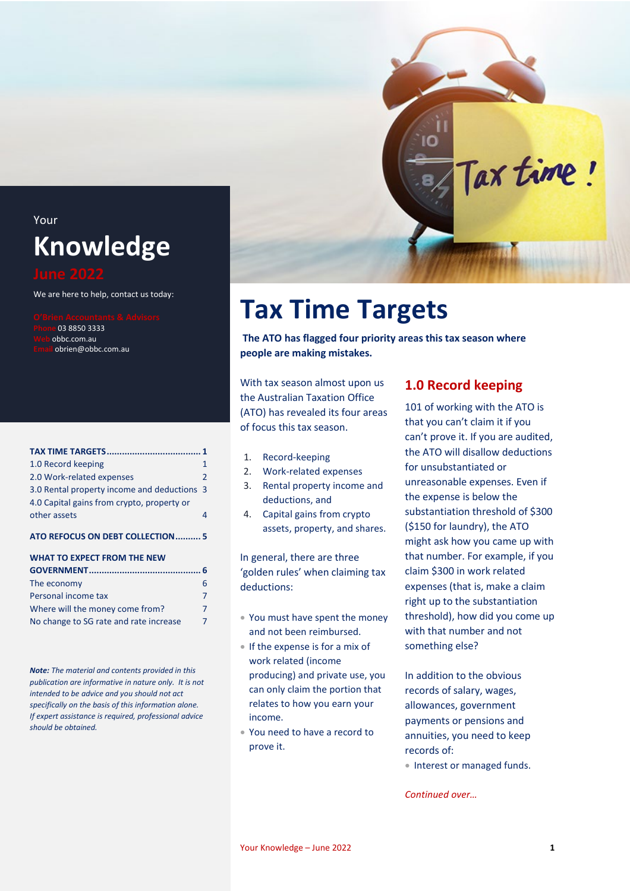Your

# Knowledge

June 2022

We are here to help, contact us today:

O'Brien Accountants & Advisors
Phone 03 8850 3333
Web obbc.com.au
Email obrien@obbc.com.au

| | |
|---|---|
| **TAX TIME TARGETS** | **1** |
| 1.0 Record keeping | 1 |
| 2.0 Work-related expenses | 2 |
| 3.0 Rental property income and deductions | 3 |
| 4.0 Capital gains from crypto, property or other assets | 4 |
| **ATO REFOCUS ON DEBT COLLECTION** | **5** |
| **WHAT TO EXPECT FROM THE NEW GOVERNMENT** | **6** |
| The economy | 6 |
| Personal income tax | 7 |
| Where will the money come from? | 7 |
| No change to SG rate and rate increase | 7 |

***Note:** The material and contents provided in this publication are informative in nature only. It is not intended to be advice and you should not act specifically on the basis of this information alone. If expert assistance is required, professional advice should be obtained.*

# Tax Time Targets

**The ATO has flagged four priority areas this tax season where people are making mistakes.**

With tax season almost upon us the Australian Taxation Office (ATO) has revealed its four areas of focus this tax season.

1. Record-keeping
2. Work-related expenses
3. Rental property income and deductions, and
4. Capital gains from crypto assets, property, and shares.

In general, there are three 'golden rules' when claiming tax deductions:

- You must have spent the money and not been reimbursed.
- If the expense is for a mix of work related (income producing) and private use, you can only claim the portion that relates to how you earn your income.
- You need to have a record to prove it.

## 1.0 Record keeping

101 of working with the ATO is that you can't claim it if you can't prove it. If you are audited, the ATO will disallow deductions for unsubstantiated or unreasonable expenses. Even if the expense is below the substantiation threshold of $300 ($150 for laundry), the ATO might ask how you came up with that number. For example, if you claim $300 in work related expenses (that is, make a claim right up to the substantiation threshold), how did you come up with that number and not something else?

In addition to the obvious records of salary, wages, allowances, government payments or pensions and annuities, you need to keep records of:

- Interest or managed funds.

*Continued over…*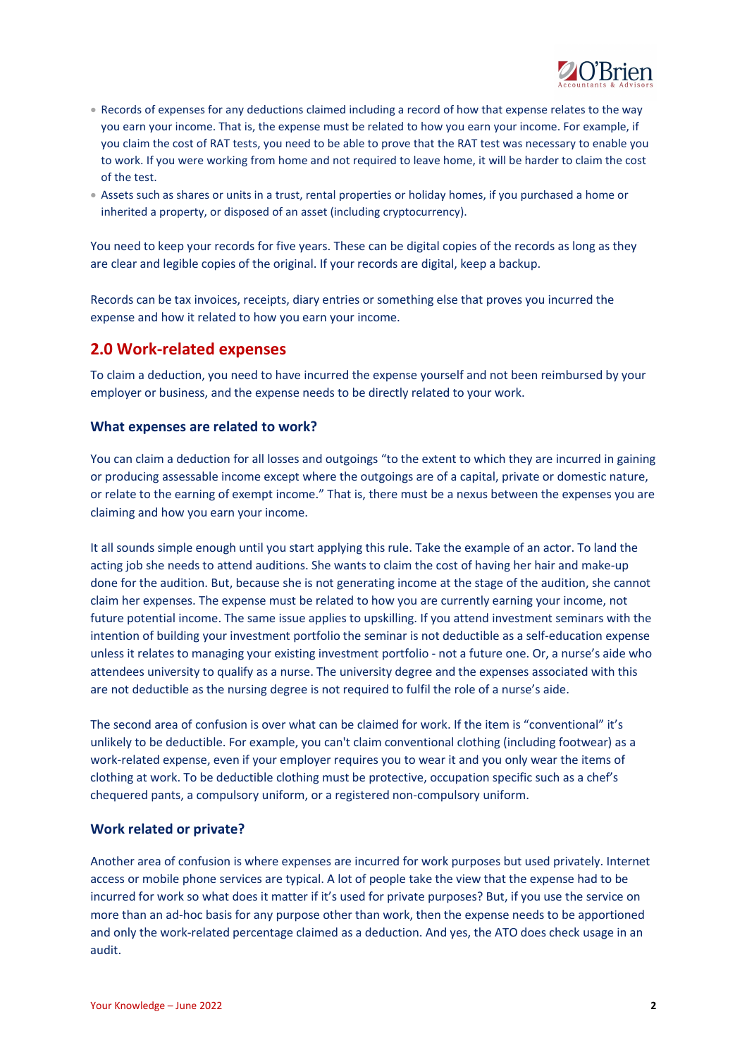- Records of expenses for any deductions claimed including a record of how that expense relates to the way you earn your income. That is, the expense must be related to how you earn your income. For example, if you claim the cost of RAT tests, you need to be able to prove that the RAT test was necessary to enable you to work. If you were working from home and not required to leave home, it will be harder to claim the cost of the test.
- Assets such as shares or units in a trust, rental properties or holiday homes, if you purchased a home or inherited a property, or disposed of an asset (including cryptocurrency).

You need to keep your records for five years. These can be digital copies of the records as long as they are clear and legible copies of the original. If your records are digital, keep a backup.

Records can be tax invoices, receipts, diary entries or something else that proves you incurred the expense and how it related to how you earn your income.

## 2.0 Work-related expenses

To claim a deduction, you need to have incurred the expense yourself and not been reimbursed by your employer or business, and the expense needs to be directly related to your work.

### What expenses are related to work?

You can claim a deduction for all losses and outgoings "to the extent to which they are incurred in gaining or producing assessable income except where the outgoings are of a capital, private or domestic nature, or relate to the earning of exempt income." That is, there must be a nexus between the expenses you are claiming and how you earn your income.

It all sounds simple enough until you start applying this rule. Take the example of an actor. To land the acting job she needs to attend auditions. She wants to claim the cost of having her hair and make-up done for the audition. But, because she is not generating income at the stage of the audition, she cannot claim her expenses. The expense must be related to how you are currently earning your income, not future potential income. The same issue applies to upskilling. If you attend investment seminars with the intention of building your investment portfolio the seminar is not deductible as a self-education expense unless it relates to managing your existing investment portfolio - not a future one. Or, a nurse's aide who attendees university to qualify as a nurse. The university degree and the expenses associated with this are not deductible as the nursing degree is not required to fulfil the role of a nurse's aide.

The second area of confusion is over what can be claimed for work. If the item is "conventional" it's unlikely to be deductible. For example, you can't claim conventional clothing (including footwear) as a work-related expense, even if your employer requires you to wear it and you only wear the items of clothing at work. To be deductible clothing must be protective, occupation specific such as a chef's chequered pants, a compulsory uniform, or a registered non-compulsory uniform.

### Work related or private?

Another area of confusion is where expenses are incurred for work purposes but used privately. Internet access or mobile phone services are typical. A lot of people take the view that the expense had to be incurred for work so what does it matter if it's used for private purposes? But, if you use the service on more than an ad-hoc basis for any purpose other than work, then the expense needs to be apportioned and only the work-related percentage claimed as a deduction. And yes, the ATO does check usage in an audit.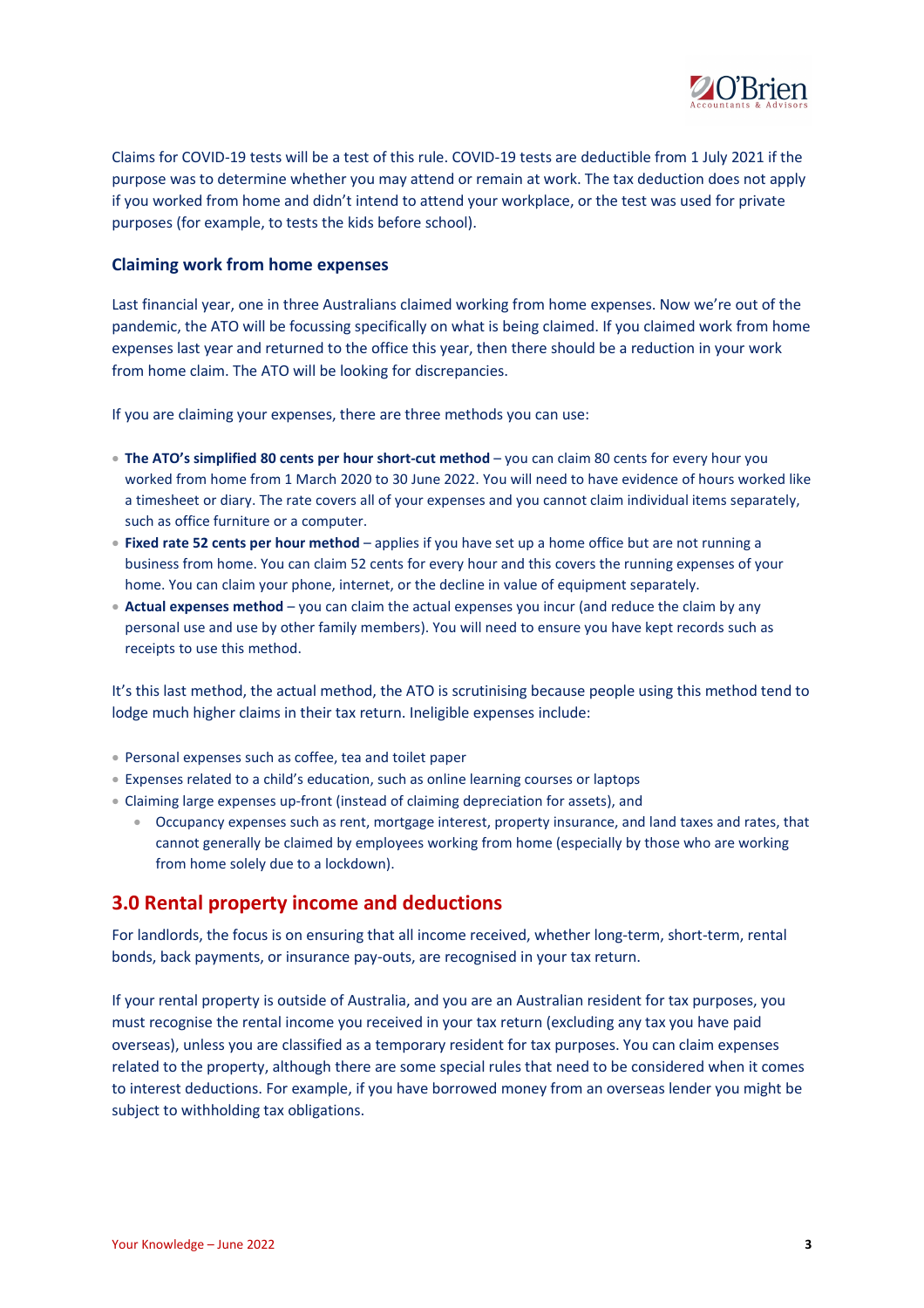Claims for COVID-19 tests will be a test of this rule. COVID-19 tests are deductible from 1 July 2021 if the purpose was to determine whether you may attend or remain at work. The tax deduction does not apply if you worked from home and didn't intend to attend your workplace, or the test was used for private purposes (for example, to tests the kids before school).

### Claiming work from home expenses

Last financial year, one in three Australians claimed working from home expenses. Now we're out of the pandemic, the ATO will be focussing specifically on what is being claimed. If you claimed work from home expenses last year and returned to the office this year, then there should be a reduction in your work from home claim. The ATO will be looking for discrepancies.

If you are claiming your expenses, there are three methods you can use:

- **The ATO's simplified 80 cents per hour short-cut method** – you can claim 80 cents for every hour you worked from home from 1 March 2020 to 30 June 2022. You will need to have evidence of hours worked like a timesheet or diary. The rate covers all of your expenses and you cannot claim individual items separately, such as office furniture or a computer.
- **Fixed rate 52 cents per hour method** – applies if you have set up a home office but are not running a business from home. You can claim 52 cents for every hour and this covers the running expenses of your home. You can claim your phone, internet, or the decline in value of equipment separately.
- **Actual expenses method** – you can claim the actual expenses you incur (and reduce the claim by any personal use and use by other family members). You will need to ensure you have kept records such as receipts to use this method.

It's this last method, the actual method, the ATO is scrutinising because people using this method tend to lodge much higher claims in their tax return. Ineligible expenses include:

- Personal expenses such as coffee, tea and toilet paper
- Expenses related to a child's education, such as online learning courses or laptops
- Claiming large expenses up-front (instead of claiming depreciation for assets), and
    - Occupancy expenses such as rent, mortgage interest, property insurance, and land taxes and rates, that cannot generally be claimed by employees working from home (especially by those who are working from home solely due to a lockdown).

## 3.0 Rental property income and deductions

For landlords, the focus is on ensuring that all income received, whether long-term, short-term, rental bonds, back payments, or insurance pay-outs, are recognised in your tax return.

If your rental property is outside of Australia, and you are an Australian resident for tax purposes, you must recognise the rental income you received in your tax return (excluding any tax you have paid overseas), unless you are classified as a temporary resident for tax purposes. You can claim expenses related to the property, although there are some special rules that need to be considered when it comes to interest deductions. For example, if you have borrowed money from an overseas lender you might be subject to withholding tax obligations.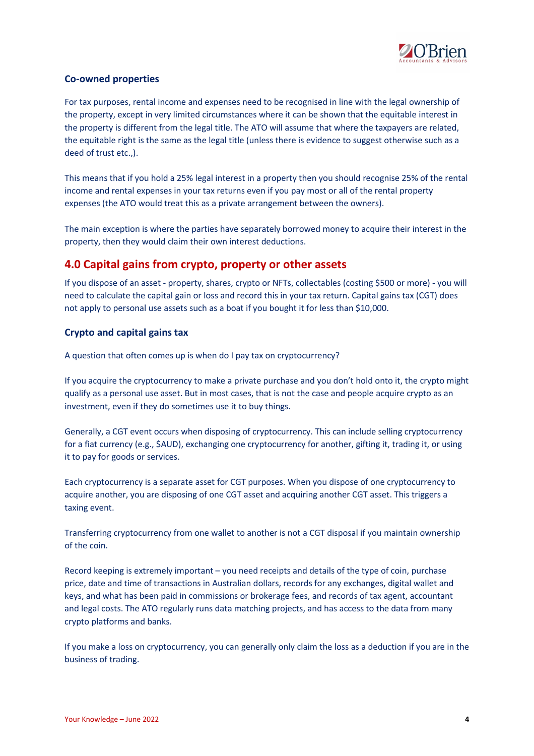### Co-owned properties

For tax purposes, rental income and expenses need to be recognised in line with the legal ownership of the property, except in very limited circumstances where it can be shown that the equitable interest in the property is different from the legal title. The ATO will assume that where the taxpayers are related, the equitable right is the same as the legal title (unless there is evidence to suggest otherwise such as a deed of trust etc.,).

This means that if you hold a 25% legal interest in a property then you should recognise 25% of the rental income and rental expenses in your tax returns even if you pay most or all of the rental property expenses (the ATO would treat this as a private arrangement between the owners).

The main exception is where the parties have separately borrowed money to acquire their interest in the property, then they would claim their own interest deductions.

## 4.0 Capital gains from crypto, property or other assets

If you dispose of an asset - property, shares, crypto or NFTs, collectables (costing $500 or more) - you will need to calculate the capital gain or loss and record this in your tax return. Capital gains tax (CGT) does not apply to personal use assets such as a boat if you bought it for less than $10,000.

### Crypto and capital gains tax

A question that often comes up is when do I pay tax on cryptocurrency?

If you acquire the cryptocurrency to make a private purchase and you don't hold onto it, the crypto might qualify as a personal use asset. But in most cases, that is not the case and people acquire crypto as an investment, even if they do sometimes use it to buy things.

Generally, a CGT event occurs when disposing of cryptocurrency. This can include selling cryptocurrency for a fiat currency (e.g., $AUD), exchanging one cryptocurrency for another, gifting it, trading it, or using it to pay for goods or services.

Each cryptocurrency is a separate asset for CGT purposes. When you dispose of one cryptocurrency to acquire another, you are disposing of one CGT asset and acquiring another CGT asset. This triggers a taxing event.

Transferring cryptocurrency from one wallet to another is not a CGT disposal if you maintain ownership of the coin.

Record keeping is extremely important – you need receipts and details of the type of coin, purchase price, date and time of transactions in Australian dollars, records for any exchanges, digital wallet and keys, and what has been paid in commissions or brokerage fees, and records of tax agent, accountant and legal costs. The ATO regularly runs data matching projects, and has access to the data from many crypto platforms and banks.

If you make a loss on cryptocurrency, you can generally only claim the loss as a deduction if you are in the business of trading.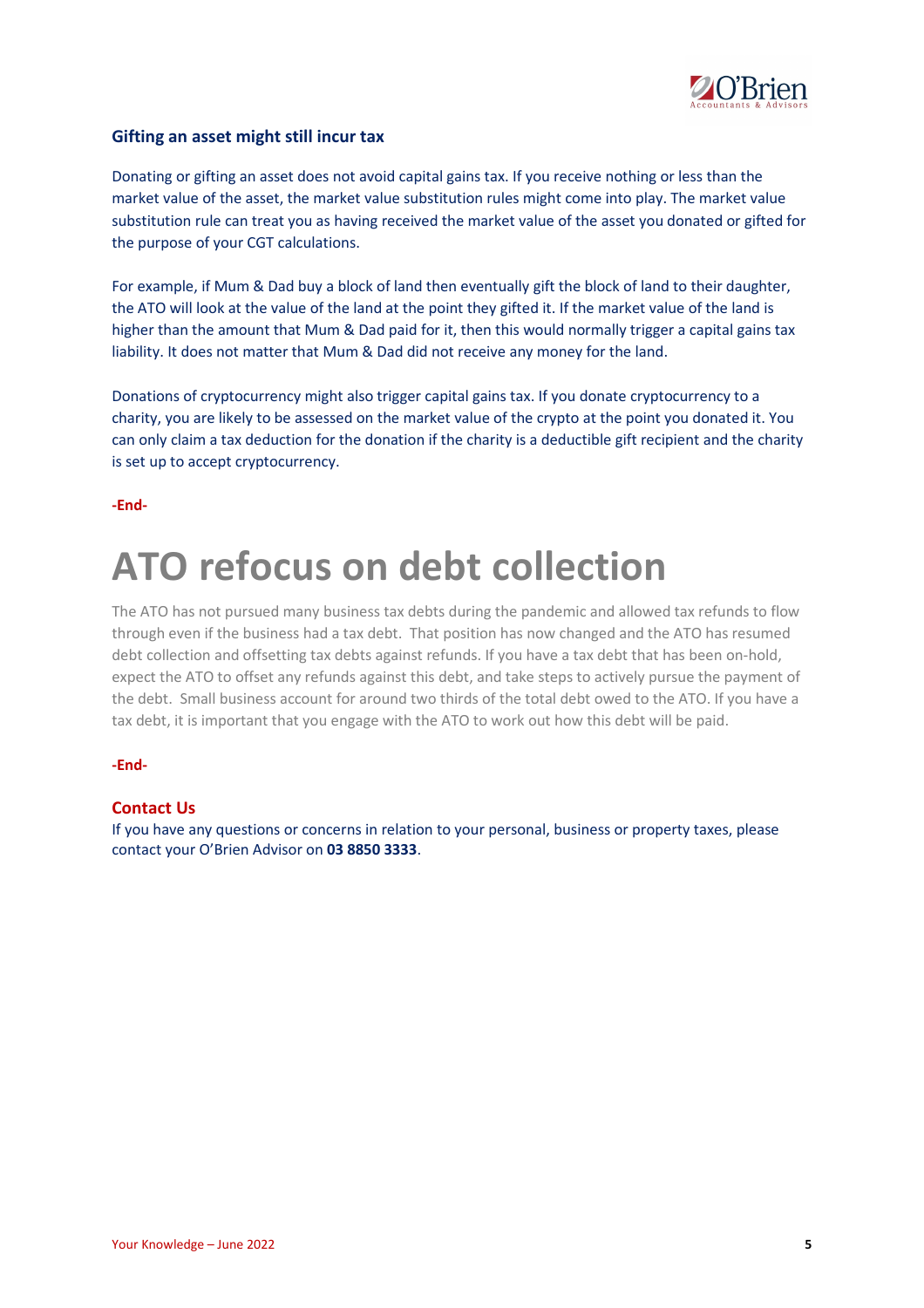### Gifting an asset might still incur tax

Donating or gifting an asset does not avoid capital gains tax. If you receive nothing or less than the market value of the asset, the market value substitution rules might come into play. The market value substitution rule can treat you as having received the market value of the asset you donated or gifted for the purpose of your CGT calculations.

For example, if Mum & Dad buy a block of land then eventually gift the block of land to their daughter, the ATO will look at the value of the land at the point they gifted it. If the market value of the land is higher than the amount that Mum & Dad paid for it, then this would normally trigger a capital gains tax liability. It does not matter that Mum & Dad did not receive any money for the land.

Donations of cryptocurrency might also trigger capital gains tax. If you donate cryptocurrency to a charity, you are likely to be assessed on the market value of the crypto at the point you donated it. You can only claim a tax deduction for the donation if the charity is a deductible gift recipient and the charity is set up to accept cryptocurrency.

**-End-**

# ATO refocus on debt collection

The ATO has not pursued many business tax debts during the pandemic and allowed tax refunds to flow through even if the business had a tax debt. That position has now changed and the ATO has resumed debt collection and offsetting tax debts against refunds. If you have a tax debt that has been on-hold, expect the ATO to offset any refunds against this debt, and take steps to actively pursue the payment of the debt. Small business account for around two thirds of the total debt owed to the ATO. If you have a tax debt, it is important that you engage with the ATO to work out how this debt will be paid.

**-End-**

### Contact Us

If you have any questions or concerns in relation to your personal, business or property taxes, please contact your O'Brien Advisor on **03 8850 3333**.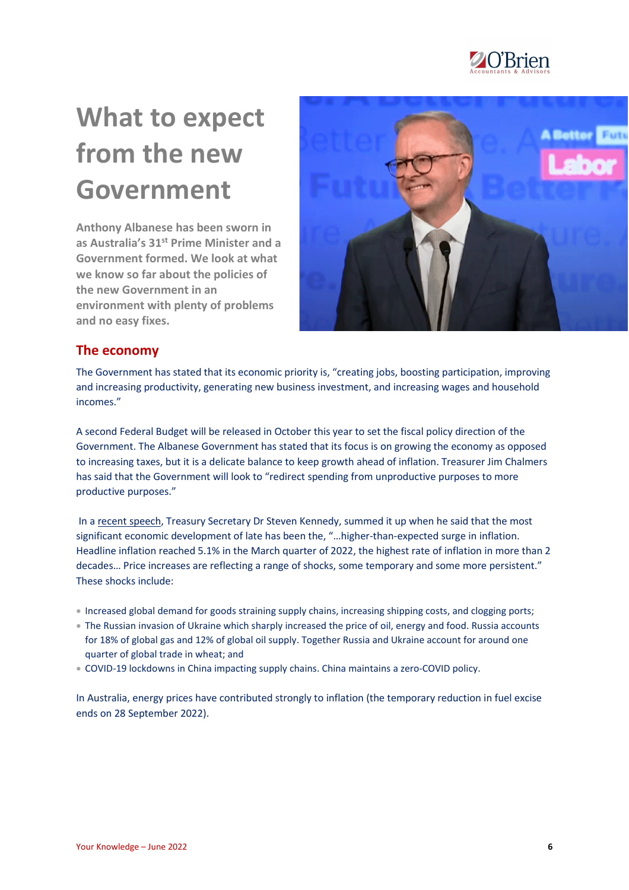# What to expect from the new Government

**Anthony Albanese has been sworn in as Australia's 31st Prime Minister and a Government formed. We look at what we know so far about the policies of the new Government in an environment with plenty of problems and no easy fixes.**

## The economy

The Government has stated that its economic priority is, "creating jobs, boosting participation, improving and increasing productivity, generating new business investment, and increasing wages and household incomes."

A second Federal Budget will be released in October this year to set the fiscal policy direction of the Government. The Albanese Government has stated that its focus is on growing the economy as opposed to increasing taxes, but it is a delicate balance to keep growth ahead of inflation. Treasurer Jim Chalmers has said that the Government will look to "redirect spending from unproductive purposes to more productive purposes."

In a recent speech, Treasury Secretary Dr Steven Kennedy, summed it up when he said that the most significant economic development of late has been the, "…higher-than-expected surge in inflation. Headline inflation reached 5.1% in the March quarter of 2022, the highest rate of inflation in more than 2 decades… Price increases are reflecting a range of shocks, some temporary and some more persistent." These shocks include:

- Increased global demand for goods straining supply chains, increasing shipping costs, and clogging ports;
- The Russian invasion of Ukraine which sharply increased the price of oil, energy and food. Russia accounts for 18% of global gas and 12% of global oil supply. Together Russia and Ukraine account for around one quarter of global trade in wheat; and
- COVID-19 lockdowns in China impacting supply chains. China maintains a zero-COVID policy.

In Australia, energy prices have contributed strongly to inflation (the temporary reduction in fuel excise ends on 28 September 2022).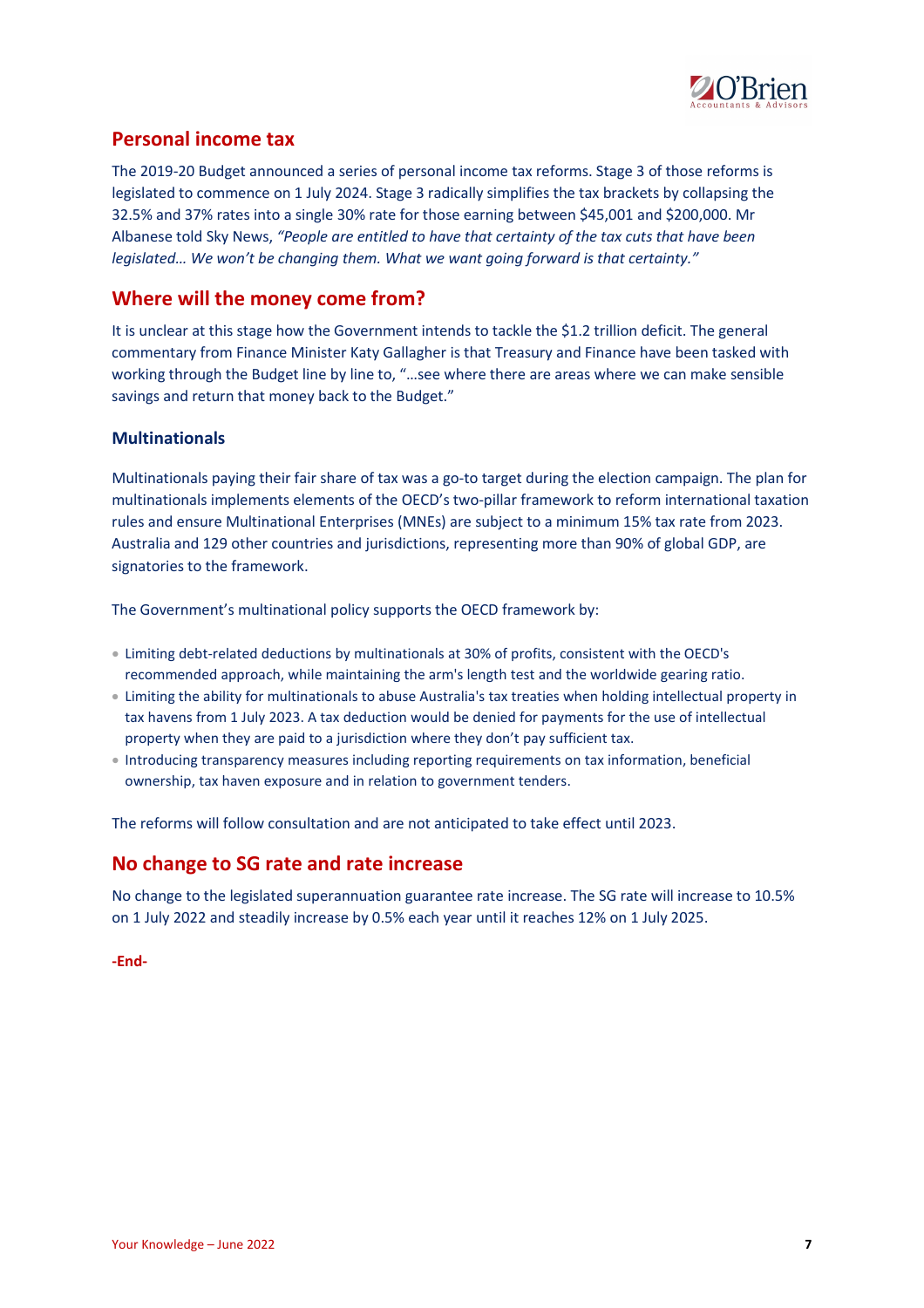## Personal income tax

The 2019-20 Budget announced a series of personal income tax reforms. Stage 3 of those reforms is legislated to commence on 1 July 2024. Stage 3 radically simplifies the tax brackets by collapsing the 32.5% and 37% rates into a single 30% rate for those earning between $45,001 and $200,000. Mr Albanese told Sky News, *"People are entitled to have that certainty of the tax cuts that have been legislated… We won't be changing them. What we want going forward is that certainty."*

## Where will the money come from?

It is unclear at this stage how the Government intends to tackle the $1.2 trillion deficit. The general commentary from Finance Minister Katy Gallagher is that Treasury and Finance have been tasked with working through the Budget line by line to, "…see where there are areas where we can make sensible savings and return that money back to the Budget."

### Multinationals

Multinationals paying their fair share of tax was a go-to target during the election campaign. The plan for multinationals implements elements of the OECD's two-pillar framework to reform international taxation rules and ensure Multinational Enterprises (MNEs) are subject to a minimum 15% tax rate from 2023. Australia and 129 other countries and jurisdictions, representing more than 90% of global GDP, are signatories to the framework.

The Government's multinational policy supports the OECD framework by:

- Limiting debt-related deductions by multinationals at 30% of profits, consistent with the OECD's recommended approach, while maintaining the arm's length test and the worldwide gearing ratio.
- Limiting the ability for multinationals to abuse Australia's tax treaties when holding intellectual property in tax havens from 1 July 2023. A tax deduction would be denied for payments for the use of intellectual property when they are paid to a jurisdiction where they don't pay sufficient tax.
- Introducing transparency measures including reporting requirements on tax information, beneficial ownership, tax haven exposure and in relation to government tenders.

The reforms will follow consultation and are not anticipated to take effect until 2023.

## No change to SG rate and rate increase

No change to the legislated superannuation guarantee rate increase. The SG rate will increase to 10.5% on 1 July 2022 and steadily increase by 0.5% each year until it reaches 12% on 1 July 2025.

**-End-**